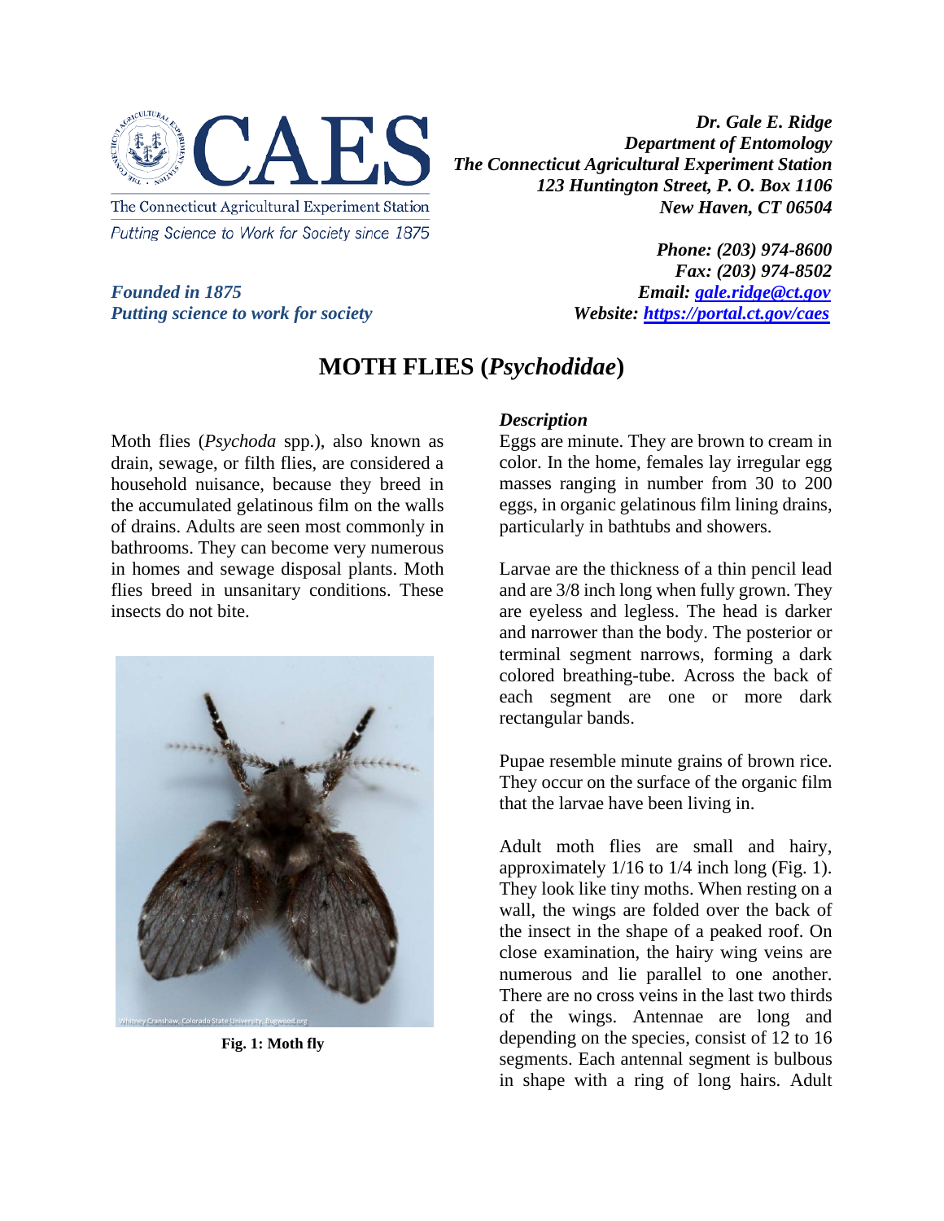The Connecticut Agricultural Experiment Station
*Putting Science to Work for Society since 1875*

***Founded in 1875***
***Putting science to work for society***

***Dr. Gale E. Ridge***
***Department of Entomology***
***The Connecticut Agricultural Experiment Station***
***123 Huntington Street, P. O. Box 1106***
***New Haven, CT 06504***

***Phone: (203) 974-8600***
***Fax: (203) 974-8502***
***Email: gale.ridge@ct.gov***
***Website: https://portal.ct.gov/caes***

# MOTH FLIES (*Psychodidae*)

Moth flies (*Psychoda* spp.), also known as drain, sewage, or filth flies, are considered a household nuisance, because they breed in the accumulated gelatinous film on the walls of drains. Adults are seen most commonly in bathrooms. They can become very numerous in homes and sewage disposal plants. Moth flies breed in unsanitary conditions. These insects do not bite.

Whitney Cranshaw, Colorado State University, Bugwood.org

**Fig. 1: Moth fly**

### *Description*

Eggs are minute. They are brown to cream in color. In the home, females lay irregular egg masses ranging in number from 30 to 200 eggs, in organic gelatinous film lining drains, particularly in bathtubs and showers.

Larvae are the thickness of a thin pencil lead and are 3/8 inch long when fully grown. They are eyeless and legless. The head is darker and narrower than the body. The posterior or terminal segment narrows, forming a dark colored breathing-tube. Across the back of each segment are one or more dark rectangular bands.

Pupae resemble minute grains of brown rice. They occur on the surface of the organic film that the larvae have been living in.

Adult moth flies are small and hairy, approximately 1/16 to 1/4 inch long (Fig. 1). They look like tiny moths. When resting on a wall, the wings are folded over the back of the insect in the shape of a peaked roof. On close examination, the hairy wing veins are numerous and lie parallel to one another. There are no cross veins in the last two thirds of the wings. Antennae are long and depending on the species, consist of 12 to 16 segments. Each antennal segment is bulbous in shape with a ring of long hairs. Adult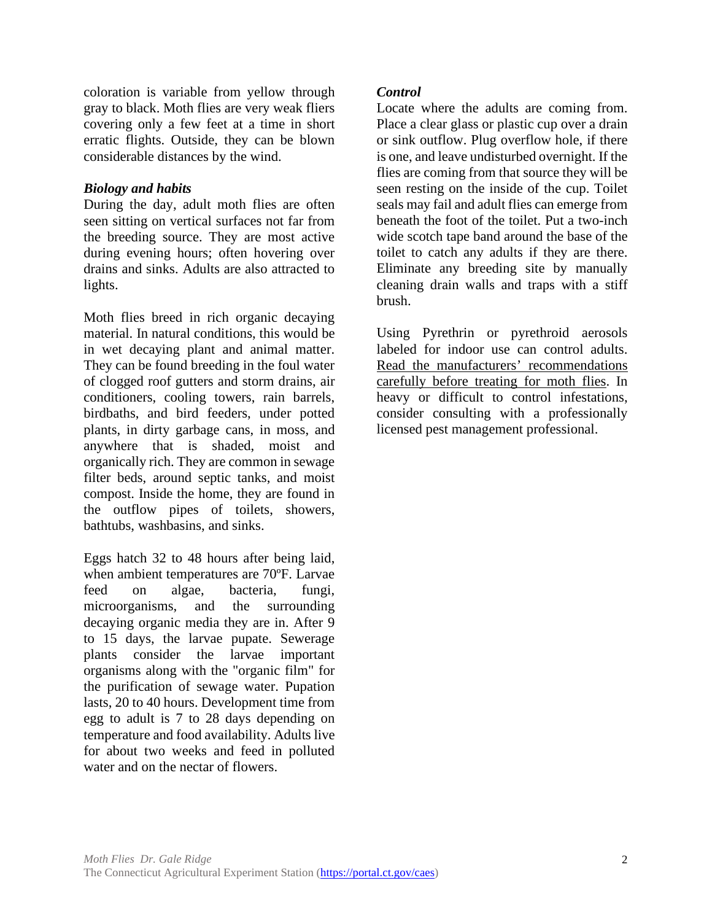coloration is variable from yellow through gray to black. Moth flies are very weak fliers covering only a few feet at a time in short erratic flights. Outside, they can be blown considerable distances by the wind.

***Biology and habits***

During the day, adult moth flies are often seen sitting on vertical surfaces not far from the breeding source. They are most active during evening hours; often hovering over drains and sinks. Adults are also attracted to lights.

Moth flies breed in rich organic decaying material. In natural conditions, this would be in wet decaying plant and animal matter. They can be found breeding in the foul water of clogged roof gutters and storm drains, air conditioners, cooling towers, rain barrels, birdbaths, and bird feeders, under potted plants, in dirty garbage cans, in moss, and anywhere that is shaded, moist and organically rich. They are common in sewage filter beds, around septic tanks, and moist compost. Inside the home, they are found in the outflow pipes of toilets, showers, bathtubs, washbasins, and sinks.

Eggs hatch 32 to 48 hours after being laid, when ambient temperatures are 70ºF. Larvae feed on algae, bacteria, fungi, microorganisms, and the surrounding decaying organic media they are in. After 9 to 15 days, the larvae pupate. Sewerage plants consider the larvae important organisms along with the "organic film" for the purification of sewage water. Pupation lasts, 20 to 40 hours. Development time from egg to adult is 7 to 28 days depending on temperature and food availability. Adults live for about two weeks and feed in polluted water and on the nectar of flowers.

***Control***

Locate where the adults are coming from. Place a clear glass or plastic cup over a drain or sink outflow. Plug overflow hole, if there is one, and leave undisturbed overnight. If the flies are coming from that source they will be seen resting on the inside of the cup. Toilet seals may fail and adult flies can emerge from beneath the foot of the toilet. Put a two-inch wide scotch tape band around the base of the toilet to catch any adults if they are there. Eliminate any breeding site by manually cleaning drain walls and traps with a stiff brush.

Using Pyrethrin or pyrethroid aerosols labeled for indoor use can control adults. Read the manufacturers' recommendations carefully before treating for moth flies. In heavy or difficult to control infestations, consider consulting with a professionally licensed pest management professional.